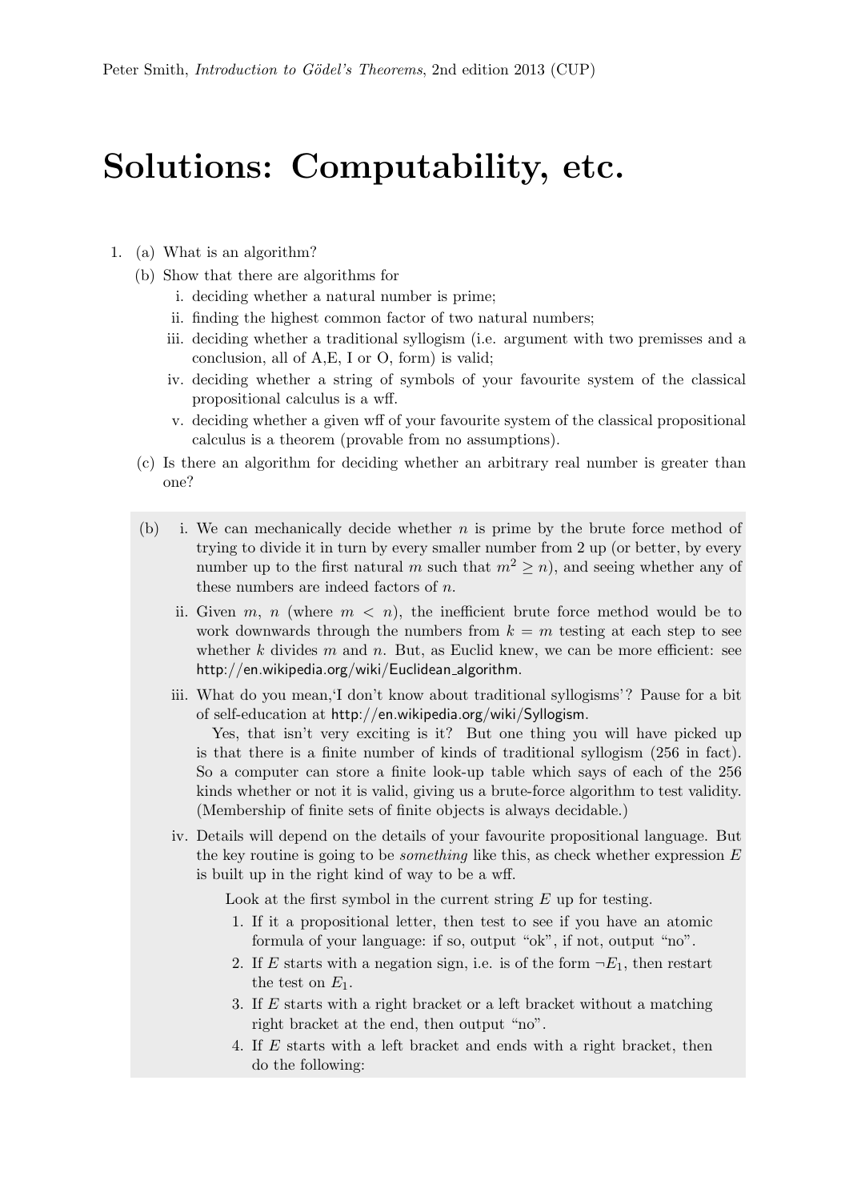# Solutions: Computability, etc.

1. (a) What is an algorithm?

   (b) Show that there are algorithms for

   i. deciding whether a natural number is prime;

   ii. finding the highest common factor of two natural numbers;

   iii. deciding whether a traditional syllogism (i.e. argument with two premisses and a conclusion, all of A,E, I or O, form) is valid;

   iv. deciding whether a string of symbols of your favourite system of the classical propositional calculus is a wff.

   v. deciding whether a given wff of your favourite system of the classical propositional calculus is a theorem (provable from no assumptions).

   (c) Is there an algorithm for deciding whether an arbitrary real number is greater than one?

(b) i. We can mechanically decide whether $n$ is prime by the brute force method of trying to divide it in turn by every smaller number from 2 up (or better, by every number up to the first natural $m$ such that $m^2 \geq n$), and seeing whether any of these numbers are indeed factors of $n$.

ii. Given $m$, $n$ (where $m < n$), the inefficient brute force method would be to work downwards through the numbers from $k = m$ testing at each step to see whether $k$ divides $m$ and $n$. But, as Euclid knew, we can be more efficient: see http://en.wikipedia.org/wiki/Euclidean_algorithm.

iii. What do you mean,'I don't know about traditional syllogisms'? Pause for a bit of self-education at http://en.wikipedia.org/wiki/Syllogism.

Yes, that isn't very exciting is it? But one thing you will have picked up is that there is a finite number of kinds of traditional syllogism (256 in fact). So a computer can store a finite look-up table which says of each of the 256 kinds whether or not it is valid, giving us a brute-force algorithm to test validity. (Membership of finite sets of finite objects is always decidable.)

iv. Details will depend on the details of your favourite propositional language. But the key routine is going to be *something* like this, as check whether expression $E$ is built up in the right kind of way to be a wff.

Look at the first symbol in the current string $E$ up for testing.

1. If it a propositional letter, then test to see if you have an atomic formula of your language: if so, output "ok", if not, output "no".
2. If $E$ starts with a negation sign, i.e. is of the form $\neg E_1$, then restart the test on $E_1$.
3. If $E$ starts with a right bracket or a left bracket without a matching right bracket at the end, then output "no".
4. If $E$ starts with a left bracket and ends with a right bracket, then do the following: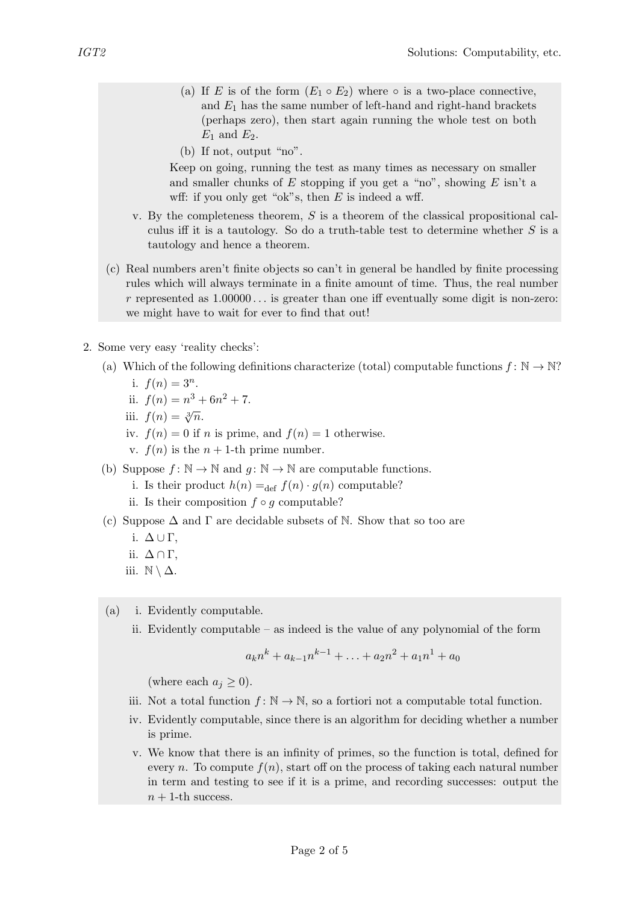(a) If $E$ is of the form $(E_1 \circ E_2)$ where $\circ$ is a two-place connective, and $E_1$ has the same number of left-hand and right-hand brackets (perhaps zero), then start again running the whole test on both $E_1$ and $E_2$.

(b) If not, output "no".

Keep on going, running the test as many times as necessary on smaller and smaller chunks of $E$ stopping if you get a "no", showing $E$ isn't a wff: if you only get "ok"s, then $E$ is indeed a wff.

v. By the completeness theorem, $S$ is a theorem of the classical propositional calculus iff it is a tautology. So do a truth-table test to determine whether $S$ is a tautology and hence a theorem.

(c) Real numbers aren't finite objects so can't in general be handled by finite processing rules which will always terminate in a finite amount of time. Thus, the real number $r$ represented as $1.00000\ldots$ is greater than one iff eventually some digit is non-zero: we might have to wait for ever to find that out!

2. Some very easy 'reality checks':

(a) Which of the following definitions characterize (total) computable functions $f\colon \mathbb{N} \to \mathbb{N}$?

i. $f(n) = 3^n$.

ii. $f(n) = n^3 + 6n^2 + 7$.

iii. $f(n) = \sqrt[3]{n}$.

iv. $f(n) = 0$ if $n$ is prime, and $f(n) = 1$ otherwise.

v. $f(n)$ is the $n+1$-th prime number.

(b) Suppose $f\colon \mathbb{N} \to \mathbb{N}$ and $g\colon \mathbb{N} \to \mathbb{N}$ are computable functions.

i. Is their product $h(n) =_{\text{def}} f(n) \cdot g(n)$ computable?

ii. Is their composition $f \circ g$ computable?

(c) Suppose $\Delta$ and $\Gamma$ are decidable subsets of $\mathbb{N}$. Show that so too are

i. $\Delta \cup \Gamma$,

ii. $\Delta \cap \Gamma$,

iii. $\mathbb{N} \setminus \Delta$.

(a) i. Evidently computable.

ii. Evidently computable – as indeed is the value of any polynomial of the form

$$a_k n^k + a_{k-1} n^{k-1} + \ldots + a_2 n^2 + a_1 n^1 + a_0$$

(where each $a_j \geq 0$).

iii. Not a total function $f\colon \mathbb{N} \to \mathbb{N}$, so a fortiori not a computable total function.

iv. Evidently computable, since there is an algorithm for deciding whether a number is prime.

v. We know that there is an infinity of primes, so the function is total, defined for every $n$. To compute $f(n)$, start off on the process of taking each natural number in term and testing to see if it is a prime, and recording successes: output the $n+1$-th success.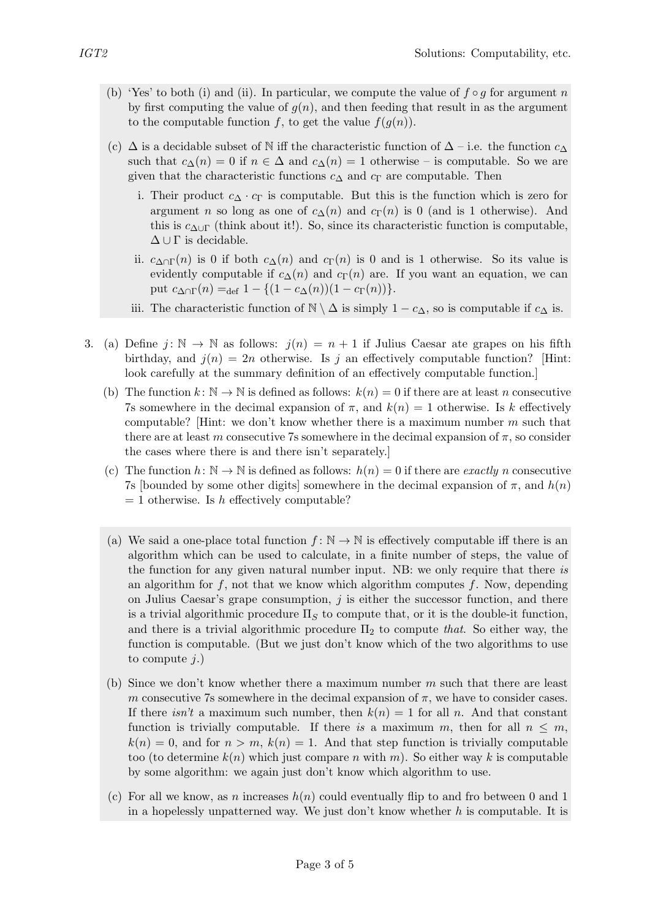(b) 'Yes' to both (i) and (ii). In particular, we compute the value of $f \circ g$ for argument $n$ by first computing the value of $g(n)$, and then feeding that result in as the argument to the computable function $f$, to get the value $f(g(n))$.

(c) $\Delta$ is a decidable subset of $\mathbb{N}$ iff the characteristic function of $\Delta$ – i.e. the function $c_\Delta$ such that $c_\Delta(n) = 0$ if $n \in \Delta$ and $c_\Delta(n) = 1$ otherwise – is computable. So we are given that the characteristic functions $c_\Delta$ and $c_\Gamma$ are computable. Then

i. Their product $c_\Delta \cdot c_\Gamma$ is computable. But this is the function which is zero for argument $n$ so long as one of $c_\Delta(n)$ and $c_\Gamma(n)$ is 0 (and is 1 otherwise). And this is $c_{\Delta \cup \Gamma}$ (think about it!). So, since its characteristic function is computable, $\Delta \cup \Gamma$ is decidable.

ii. $c_{\Delta \cap \Gamma}(n)$ is 0 if both $c_\Delta(n)$ and $c_\Gamma(n)$ is 0 and is 1 otherwise. So its value is evidently computable if $c_\Delta(n)$ and $c_\Gamma(n)$ are. If you want an equation, we can put $c_{\Delta \cap \Gamma}(n) =_{\text{def}} 1 - \{(1 - c_\Delta(n))(1 - c_\Gamma(n))\}$.

iii. The characteristic function of $\mathbb{N} \setminus \Delta$ is simply $1 - c_\Delta$, so is computable if $c_\Delta$ is.

3. (a) Define $j \colon \mathbb{N} \to \mathbb{N}$ as follows: $j(n) = n + 1$ if Julius Caesar ate grapes on his fifth birthday, and $j(n) = 2n$ otherwise. Is $j$ an effectively computable function? [Hint: look carefully at the summary definition of an effectively computable function.]

   (b) The function $k \colon \mathbb{N} \to \mathbb{N}$ is defined as follows: $k(n) = 0$ if there are at least $n$ consecutive 7s somewhere in the decimal expansion of $\pi$, and $k(n) = 1$ otherwise. Is $k$ effectively computable? [Hint: we don't know whether there is a maximum number $m$ such that there are at least $m$ consecutive 7s somewhere in the decimal expansion of $\pi$, so consider the cases where there is and there isn't separately.]

   (c) The function $h \colon \mathbb{N} \to \mathbb{N}$ is defined as follows: $h(n) = 0$ if there are *exactly* $n$ consecutive 7s [bounded by some other digits] somewhere in the decimal expansion of $\pi$, and $h(n) = 1$ otherwise. Is $h$ effectively computable?

(a) We said a one-place total function $f \colon \mathbb{N} \to \mathbb{N}$ is effectively computable iff there is an algorithm which can be used to calculate, in a finite number of steps, the value of the function for any given natural number input. NB: we only require that there *is* an algorithm for $f$, not that we know which algorithm computes $f$. Now, depending on Julius Caesar's grape consumption, $j$ is either the successor function, and there is a trivial algorithmic procedure $\Pi_S$ to compute that, or it is the double-it function, and there is a trivial algorithmic procedure $\Pi_2$ to compute *that*. So either way, the function is computable. (But we just don't know which of the two algorithms to use to compute $j$.)

(b) Since we don't know whether there a maximum number $m$ such that there are least $m$ consecutive 7s somewhere in the decimal expansion of $\pi$, we have to consider cases. If there *isn't* a maximum such number, then $k(n) = 1$ for all $n$. And that constant function is trivially computable. If there *is* a maximum $m$, then for all $n \leq m$, $k(n) = 0$, and for $n > m$, $k(n) = 1$. And that step function is trivially computable too (to determine $k(n)$ which just compare $n$ with $m$). So either way $k$ is computable by some algorithm: we again just don't know which algorithm to use.

(c) For all we know, as $n$ increases $h(n)$ could eventually flip to and fro between 0 and 1 in a hopelessly unpatterned way. We just don't know whether $h$ is computable. It is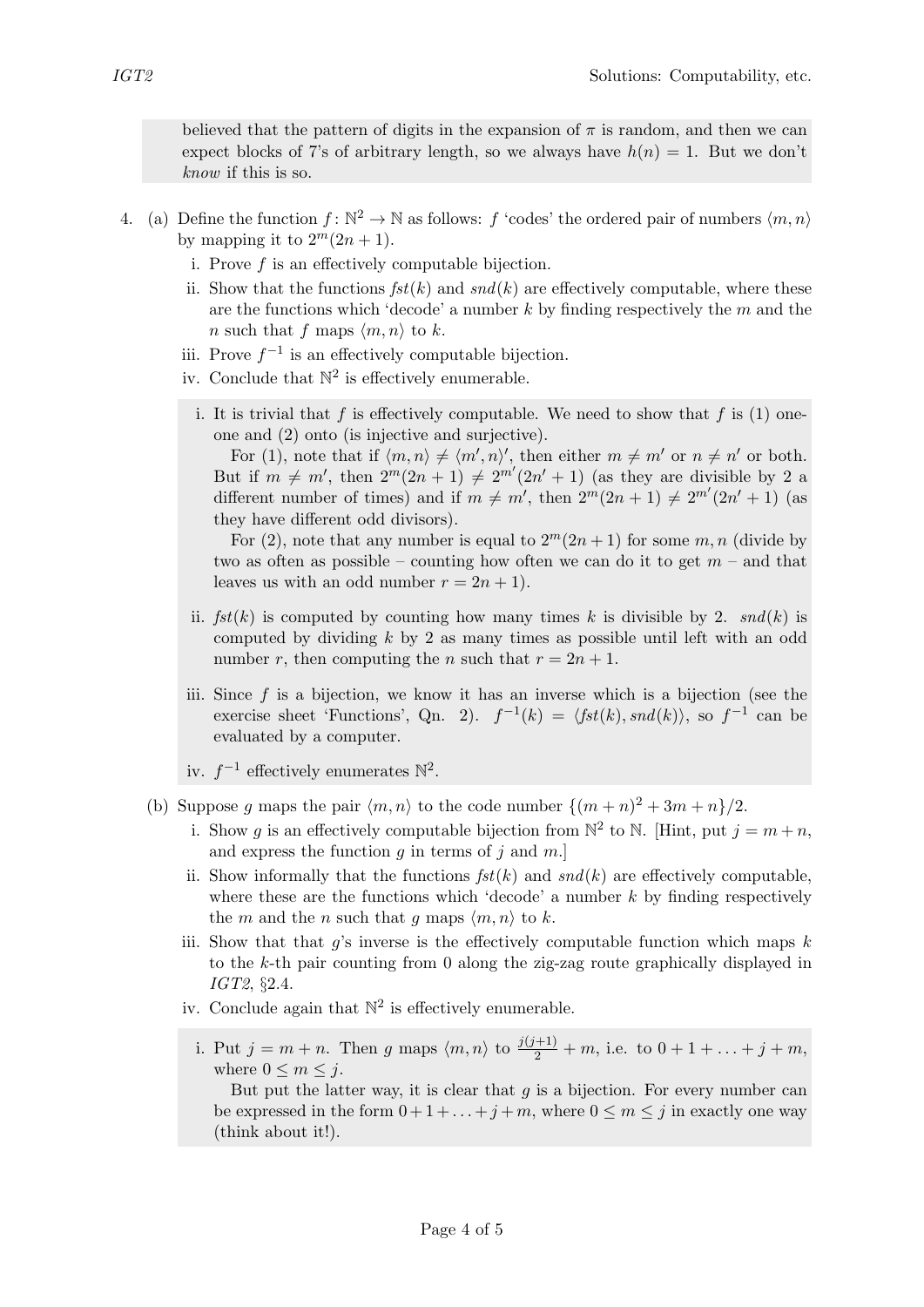believed that the pattern of digits in the expansion of $\pi$ is random, and then we can expect blocks of 7's of arbitrary length, so we always have $h(n) = 1$. But we don't *know* if this is so.

4. (a) Define the function $f: \mathbb{N}^2 \to \mathbb{N}$ as follows: $f$ 'codes' the ordered pair of numbers $\langle m, n \rangle$ by mapping it to $2^m(2n+1)$.

   i. Prove $f$ is an effectively computable bijection.

   ii. Show that the functions *fst*$(k)$ and *snd*$(k)$ are effectively computable, where these are the functions which 'decode' a number $k$ by finding respectively the $m$ and the $n$ such that $f$ maps $\langle m, n \rangle$ to $k$.

   iii. Prove $f^{-1}$ is an effectively computable bijection.

   iv. Conclude that $\mathbb{N}^2$ is effectively enumerable.

   i. It is trivial that $f$ is effectively computable. We need to show that $f$ is (1) one-one and (2) onto (is injective and surjective).

   For (1), note that if $\langle m, n \rangle \neq \langle m', n \rangle'$, then either $m \neq m'$ or $n \neq n'$ or both. But if $m \neq m'$, then $2^m(2n+1) \neq 2^{m'}(2n'+1)$ (as they are divisible by 2 a different number of times) and if $m \neq m'$, then $2^m(2n+1) \neq 2^{m'}(2n'+1)$ (as they have different odd divisors).

   For (2), note that any number is equal to $2^m(2n+1)$ for some $m, n$ (divide by two as often as possible – counting how often we can do it to get $m$ – and that leaves us with an odd number $r = 2n+1$).

   ii. *fst*$(k)$ is computed by counting how many times $k$ is divisible by 2. *snd*$(k)$ is computed by dividing $k$ by 2 as many times as possible until left with an odd number $r$, then computing the $n$ such that $r = 2n+1$.

   iii. Since $f$ is a bijection, we know it has an inverse which is a bijection (see the exercise sheet 'Functions', Qn. 2). $f^{-1}(k) = \langle fst(k), snd(k) \rangle$, so $f^{-1}$ can be evaluated by a computer.

   iv. $f^{-1}$ effectively enumerates $\mathbb{N}^2$.

   (b) Suppose $g$ maps the pair $\langle m, n \rangle$ to the code number $\{(m+n)^2 + 3m + n\}/2$.

   i. Show $g$ is an effectively computable bijection from $\mathbb{N}^2$ to $\mathbb{N}$. [Hint, put $j = m + n$, and express the function $g$ in terms of $j$ and $m$.]

   ii. Show informally that the functions *fst*$(k)$ and *snd*$(k)$ are effectively computable, where these are the functions which 'decode' a number $k$ by finding respectively the $m$ and the $n$ such that $g$ maps $\langle m, n \rangle$ to $k$.

   iii. Show that that $g$'s inverse is the effectively computable function which maps $k$ to the $k$-th pair counting from 0 along the zig-zag route graphically displayed in *IGT2*, §2.4.

   iv. Conclude again that $\mathbb{N}^2$ is effectively enumerable.

   i. Put $j = m + n$. Then $g$ maps $\langle m, n \rangle$ to $\frac{j(j+1)}{2} + m$, i.e. to $0 + 1 + \ldots + j + m$, where $0 \leq m \leq j$.

   But put the latter way, it is clear that $g$ is a bijection. For every number can be expressed in the form $0 + 1 + \ldots + j + m$, where $0 \leq m \leq j$ in exactly one way (think about it!).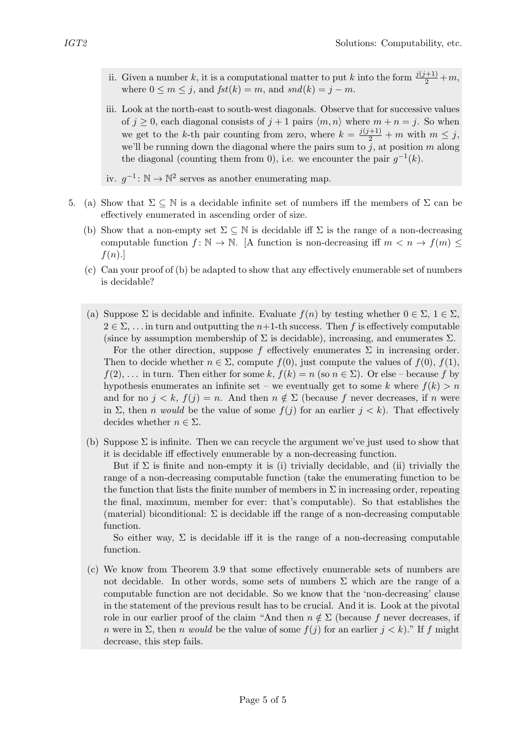ii. Given a number $k$, it is a computational matter to put $k$ into the form $\frac{j(j+1)}{2}+m$, where $0 \leq m \leq j$, and $fst(k) = m$, and $snd(k) = j - m$.

iii. Look at the north-east to south-west diagonals. Observe that for successive values of $j \geq 0$, each diagonal consists of $j+1$ pairs $\langle m, n \rangle$ where $m + n = j$. So when we get to the $k$-th pair counting from zero, where $k = \frac{j(j+1)}{2} + m$ with $m \leq j$, we'll be running down the diagonal where the pairs sum to $j$, at position $m$ along the diagonal (counting them from 0), i.e. we encounter the pair $g^{-1}(k)$.

iv. $g^{-1} \colon \mathbb{N} \to \mathbb{N}^2$ serves as another enumerating map.

5. (a) Show that $\Sigma \subseteq \mathbb{N}$ is a decidable infinite set of numbers iff the members of $\Sigma$ can be effectively enumerated in ascending order of size.

   (b) Show that a non-empty set $\Sigma \subseteq \mathbb{N}$ is decidable iff $\Sigma$ is the range of a non-decreasing computable function $f \colon \mathbb{N} \to \mathbb{N}$. [A function is non-decreasing iff $m < n \to f(m) \leq f(n)$.]

   (c) Can your proof of (b) be adapted to show that any effectively enumerable set of numbers is decidable?

(a) Suppose $\Sigma$ is decidable and infinite. Evaluate $f(n)$ by testing whether $0 \in \Sigma$, $1 \in \Sigma$, $2 \in \Sigma$, ... in turn and outputting the $n+1$-th success. Then $f$ is effectively computable (since by assumption membership of $\Sigma$ is decidable), increasing, and enumerates $\Sigma$.

For the other direction, suppose $f$ effectively enumerates $\Sigma$ in increasing order. Then to decide whether $n \in \Sigma$, compute $f(0)$, just compute the values of $f(0)$, $f(1)$, $f(2)$, ... in turn. Then either for some $k$, $f(k) = n$ (so $n \in \Sigma$). Or else – because $f$ by hypothesis enumerates an infinite set – we eventually get to some $k$ where $f(k) > n$ and for no $j < k$, $f(j) = n$. And then $n \notin \Sigma$ (because $f$ never decreases, if $n$ were in $\Sigma$, then $n$ *would* be the value of some $f(j)$ for an earlier $j < k$). That effectively decides whether $n \in \Sigma$.

(b) Suppose $\Sigma$ is infinite. Then we can recycle the argument we've just used to show that it is decidable iff effectively enumerable by a non-decreasing function.

But if $\Sigma$ is finite and non-empty it is (i) trivially decidable, and (ii) trivially the range of a non-decreasing computable function (take the enumerating function to be the function that lists the finite number of members in $\Sigma$ in increasing order, repeating the final, maximum, member for ever: that's computable). So that establishes the (material) biconditional: $\Sigma$ is decidable iff the range of a non-decreasing computable function.

So either way, $\Sigma$ is decidable iff it is the range of a non-decreasing computable function.

(c) We know from Theorem 3.9 that some effectively enumerable sets of numbers are not decidable. In other words, some sets of numbers $\Sigma$ which are the range of a computable function are not decidable. So we know that the 'non-decreasing' clause in the statement of the previous result has to be crucial. And it is. Look at the pivotal role in our earlier proof of the claim "And then $n \notin \Sigma$ (because $f$ never decreases, if $n$ were in $\Sigma$, then $n$ *would* be the value of some $f(j)$ for an earlier $j < k$)." If $f$ might decrease, this step fails.